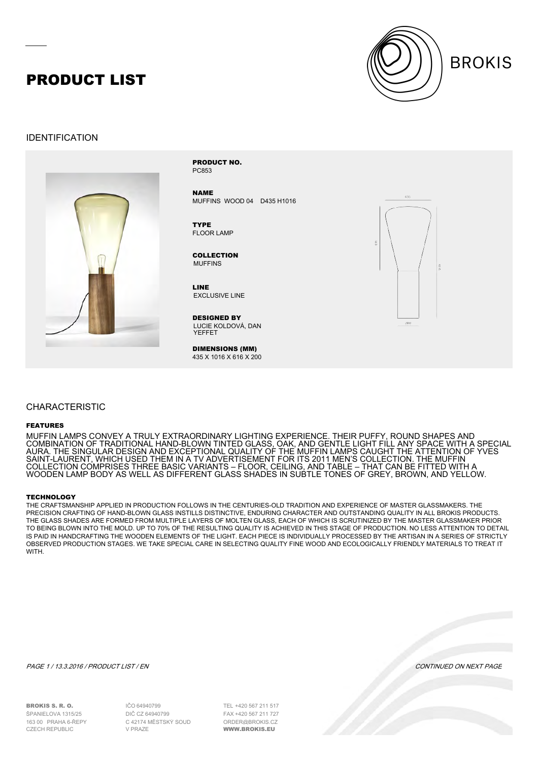# PRODUCT LIST

## IDENTIFICATION

**PRODUCT NO.**
PC853

**NAME**
MUFFINS WOOD 04 D435 H1016

**TYPE**
FLOOR LAMP

**COLLECTION**
MUFFINS

**LINE**
EXCLUSIVE LINE

**DESIGNED BY**
LUCIE KOLDOVÁ, DAN YEFFET

**DIMENSIONS (MM)**
435 X 1016 X 616 X 200

## CHARACTERISTIC

### FEATURES

MUFFIN LAMPS CONVEY A TRULY EXTRAORDINARY LIGHTING EXPERIENCE. THEIR PUFFY, ROUND SHAPES AND COMBINATION OF TRADITIONAL HAND-BLOWN TINTED GLASS, OAK, AND GENTLE LIGHT FILL ANY SPACE WITH A SPECIAL AURA. THE SINGULAR DESIGN AND EXCEPTIONAL QUALITY OF THE MUFFIN LAMPS CAUGHT THE ATTENTION OF YVES SAINT-LAURENT, WHICH USED THEM IN A TV ADVERTISEMENT FOR ITS 2011 MEN'S COLLECTION. THE MUFFIN COLLECTION COMPRISES THREE BASIC VARIANTS – FLOOR, CEILING, AND TABLE – THAT CAN BE FITTED WITH A WOODEN LAMP BODY AS WELL AS DIFFERENT GLASS SHADES IN SUBTLE TONES OF GREY, BROWN, AND YELLOW.

### TECHNOLOGY

THE CRAFTSMANSHIP APPLIED IN PRODUCTION FOLLOWS IN THE CENTURIES-OLD TRADITION AND EXPERIENCE OF MASTER GLASSMAKERS. THE PRECISION CRAFTING OF HAND-BLOWN GLASS INSTILLS DISTINCTIVE, ENDURING CHARACTER AND OUTSTANDING QUALITY IN ALL BROKIS PRODUCTS. THE GLASS SHADES ARE FORMED FROM MULTIPLE LAYERS OF MOLTEN GLASS, EACH OF WHICH IS SCRUTINIZED BY THE MASTER GLASSMAKER PRIOR TO BEING BLOWN INTO THE MOLD. UP TO 70% OF THE RESULTING QUALITY IS ACHIEVED IN THIS STAGE OF PRODUCTION. NO LESS ATTENTION TO DETAIL IS PAID IN HANDCRAFTING THE WOODEN ELEMENTS OF THE LIGHT. EACH PIECE IS INDIVIDUALLY PROCESSED BY THE ARTISAN IN A SERIES OF STRICTLY OBSERVED PRODUCTION STAGES. WE TAKE SPECIAL CARE IN SELECTING QUALITY FINE WOOD AND ECOLOGICALLY FRIENDLY MATERIALS TO TREAT IT WITH.

*CONTINUED ON NEXT PAGE*

**BROKIS S. R. O.**
ŠPANIELOVA 1315/25
163 00 PRAHA 6-ŘEPY
CZECH REPUBLIC

IČO 64940799
DIČ CZ 64940799
C 42174 MĚSTSKÝ SOUD
V PRAZE

TEL +420 567 211 517
FAX +420 567 211 727
ORDER@BROKIS.CZ
**WWW.BROKIS.EU**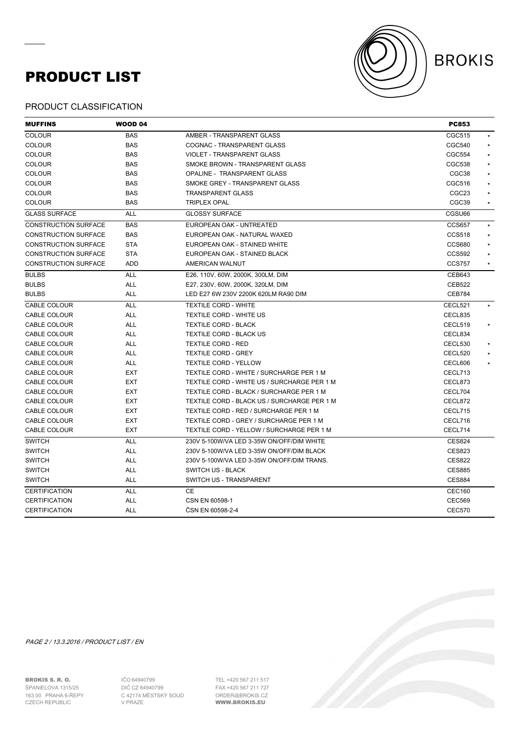# PRODUCT LIST

BROKIS

## PRODUCT CLASSIFICATION

| MUFFINS | WOOD 04 | | PC853 | |
|---|---|---|---|---|
| COLOUR | BAS | AMBER - TRANSPARENT GLASS | CGC515 | • |
| COLOUR | BAS | COGNAC - TRANSPARENT GLASS | CGC540 | • |
| COLOUR | BAS | VIOLET - TRANSPARENT GLASS | CGC554 | • |
| COLOUR | BAS | SMOKE BROWN - TRANSPARENT GLASS | CGC538 | • |
| COLOUR | BAS | OPALINE - TRANSPARENT GLASS | CGC38 | • |
| COLOUR | BAS | SMOKE GREY - TRANSPARENT GLASS | CGC516 | • |
| COLOUR | BAS | TRANSPARENT GLASS | CGC23 | • |
| COLOUR | BAS | TRIPLEX OPAL | CGC39 | • |
| GLASS SURFACE | ALL | GLOSSY SURFACE | CGSU66 | |
| CONSTRUCTION SURFACE | BAS | EUROPEAN OAK - UNTREATED | CCS657 | • |
| CONSTRUCTION SURFACE | BAS | EUROPEAN OAK - NATURAL WAXED | CCS518 | • |
| CONSTRUCTION SURFACE | STA | EUROPEAN OAK - STAINED WHITE | CCS680 | • |
| CONSTRUCTION SURFACE | STA | EUROPEAN OAK - STAINED BLACK | CCS592 | • |
| CONSTRUCTION SURFACE | ADD | AMERICAN WALNUT | CCS757 | • |
| BULBS | ALL | E26, 110V, 60W, 2000K, 300LM, DIM | CEB643 | |
| BULBS | ALL | E27, 230V, 60W, 2000K, 320LM, DIM | CEB522 | |
| BULBS | ALL | LED E27 6W 230V 2200K 620LM RA90 DIM | CEB784 | |
| CABLE COLOUR | ALL | TEXTILE CORD - WHITE | CECL521 | • |
| CABLE COLOUR | ALL | TEXTILE CORD - WHITE US | CECL835 | |
| CABLE COLOUR | ALL | TEXTILE CORD - BLACK | CECL519 | • |
| CABLE COLOUR | ALL | TEXTILE CORD - BLACK US | CECL834 | |
| CABLE COLOUR | ALL | TEXTILE CORD - RED | CECL530 | • |
| CABLE COLOUR | ALL | TEXTILE CORD - GREY | CECL520 | • |
| CABLE COLOUR | ALL | TEXTILE CORD - YELLOW | CECL606 | • |
| CABLE COLOUR | EXT | TEXTILE CORD - WHITE / SURCHARGE PER 1 M | CECL713 | |
| CABLE COLOUR | EXT | TEXTILE CORD - WHITE US / SURCHARGE PER 1 M | CECL873 | |
| CABLE COLOUR | EXT | TEXTILE CORD - BLACK / SURCHARGE PER 1 M | CECL704 | |
| CABLE COLOUR | EXT | TEXTILE CORD - BLACK US / SURCHARGE PER 1 M | CECL872 | |
| CABLE COLOUR | EXT | TEXTILE CORD - RED / SURCHARGE PER 1 M | CECL715 | |
| CABLE COLOUR | EXT | TEXTILE CORD - GREY / SURCHARGE PER 1 M | CECL716 | |
| CABLE COLOUR | EXT | TEXTILE CORD - YELLOW / SURCHARGE PER 1 M | CECL714 | |
| SWITCH | ALL | 230V 5-100W/VA LED 3-35W ON/OFF/DIM WHITE | CES824 | |
| SWITCH | ALL | 230V 5-100W/VA LED 3-35W ON/OFF/DIM BLACK | CES823 | |
| SWITCH | ALL | 230V 5-100W/VA LED 3-35W ON/OFF/DIM TRANS. | CES822 | |
| SWITCH | ALL | SWITCH US - BLACK | CES885 | |
| SWITCH | ALL | SWITCH US - TRANSPARENT | CES884 | |
| CERTIFICATION | ALL | CE | CEC160 | |
| CERTIFICATION | ALL | ČSN EN 60598-1 | CEC569 | |
| CERTIFICATION | ALL | ČSN EN 60598-2-4 | CEC570 | |

*PAGE 2 / 13.3.2016 / PRODUCT LIST / EN*

**BROKIS S. R. O.**
ŠPANIELOVA 1315/25
163 00 PRAHA 6-ŘEPY
CZECH REPUBLIC

IČO 64940799
DIČ CZ 64940799
C 42174 MĚSTSKÝ SOUD
V PRAZE

TEL +420 567 211 517
FAX +420 567 211 727
ORDER@BROKIS.CZ
**WWW.BROKIS.EU**